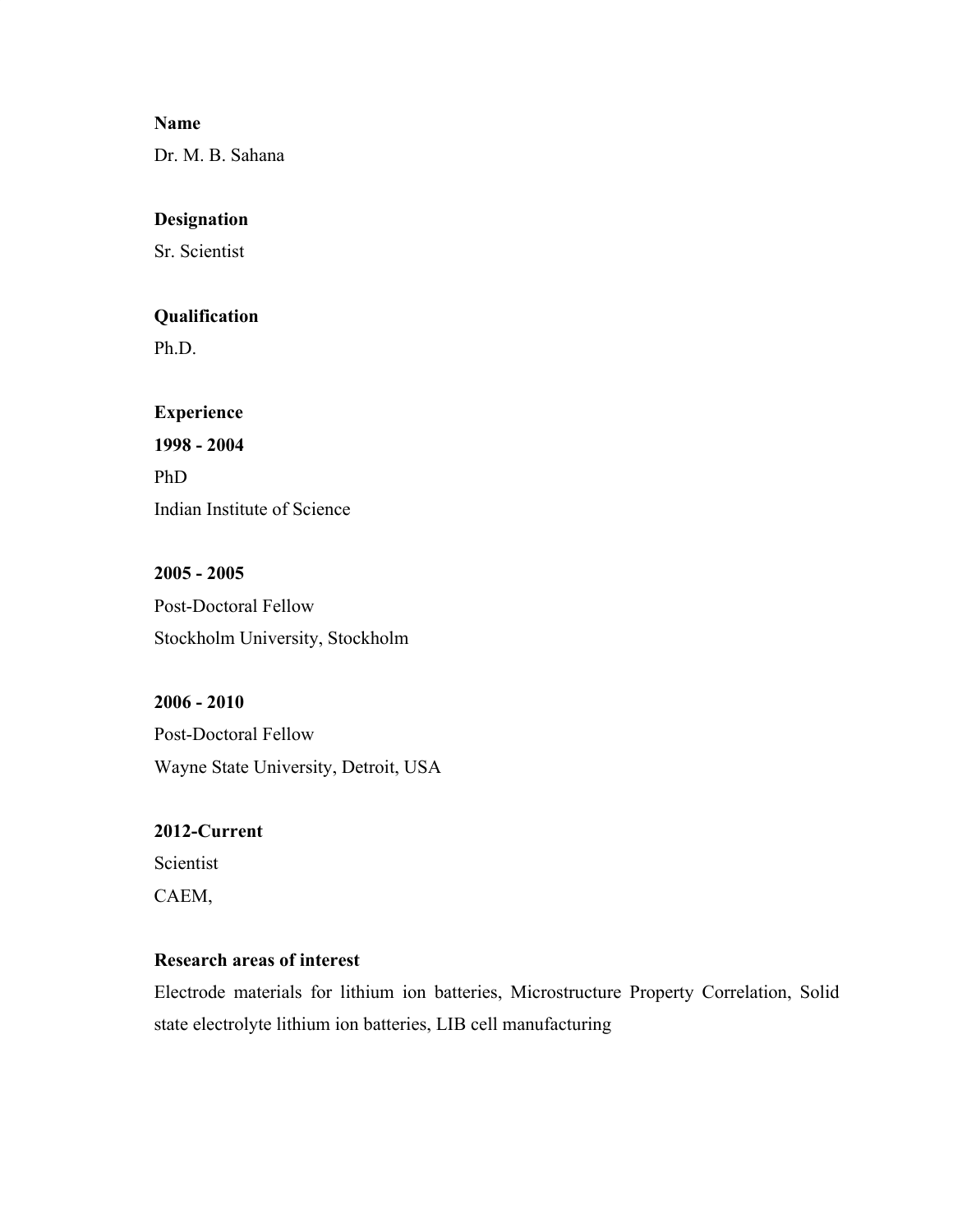**Name**

Dr. M. B. Sahana

**Designation**

Sr. Scientist

**Qualification**

Ph.D.

**Experience**

**1998 - 2004**

PhD

Indian Institute of Science

**2005 - 2005**

Post-Doctoral Fellow

Stockholm University, Stockholm

**2006 - 2010**

Post-Doctoral Fellow

Wayne State University, Detroit, USA

**2012-Current**

Scientist

CAEM,

**Research areas of interest**

Electrode materials for lithium ion batteries, Microstructure Property Correlation, Solid state electrolyte lithium ion batteries, LIB cell manufacturing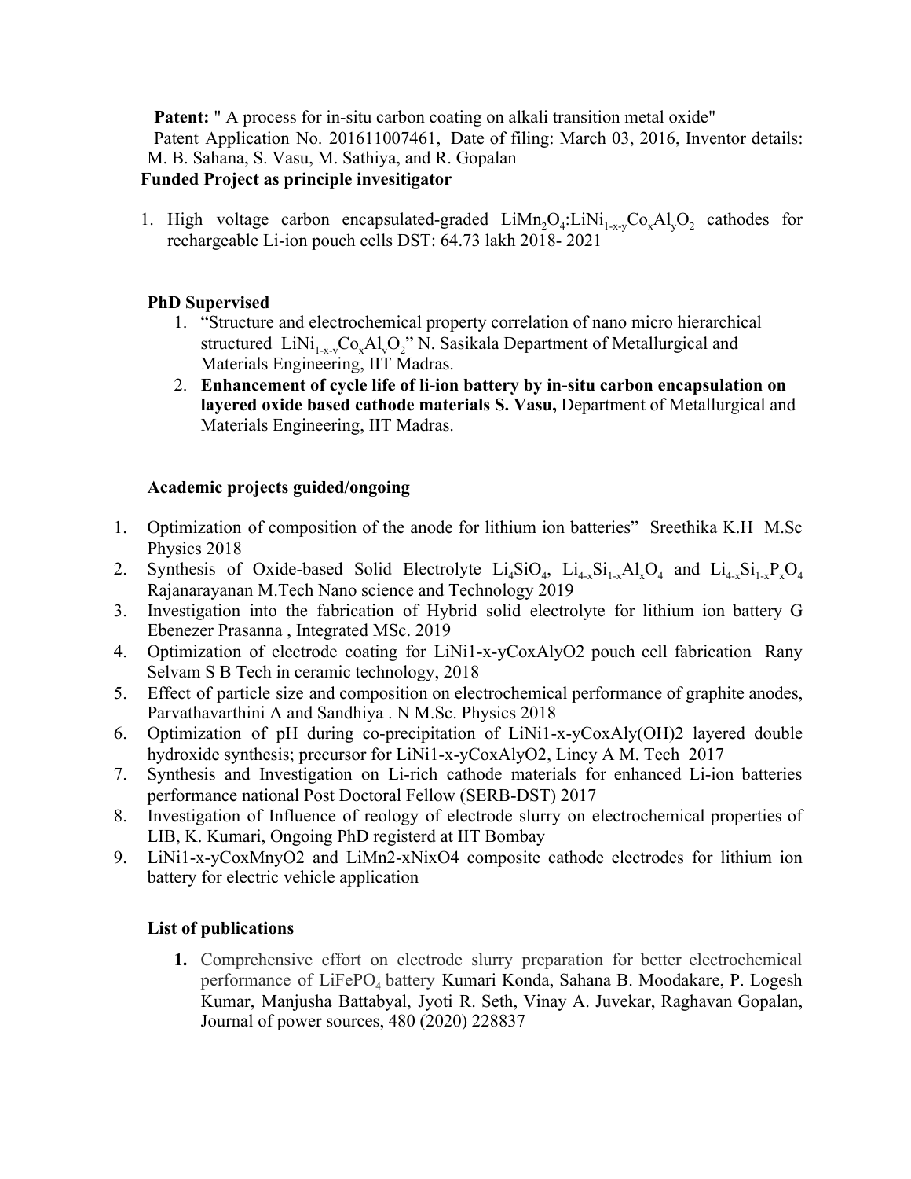**Patent:** " A process for in-situ carbon coating on alkali transition metal oxide"
Patent Application No. 201611007461, Date of filing: March 03, 2016, Inventor details: M. B. Sahana, S. Vasu, M. Sathiya, and R. Gopalan

**Funded Project as principle invesitigator**

1. High voltage carbon encapsulated-graded $LiMn_2O_4$:$LiNi_{1-x-y}Co_xAl_yO_2$ cathodes for rechargeable Li-ion pouch cells DST: 64.73 lakh 2018- 2021

**PhD Supervised**

1. “Structure and electrochemical property correlation of nano micro hierarchical structured $LiNi_{1-x-v}Co_xAl_vO_2$” N. Sasikala Department of Metallurgical and Materials Engineering, IIT Madras.
2. **Enhancement of cycle life of li-ion battery by in-situ carbon encapsulation on layered oxide based cathode materials S. Vasu,** Department of Metallurgical and Materials Engineering, IIT Madras.

**Academic projects guided/ongoing**

1. Optimization of composition of the anode for lithium ion batteries” Sreethika K.H M.Sc Physics 2018
2. Synthesis of Oxide-based Solid Electrolyte $Li_4SiO_4$, $Li_{4-x}Si_{1-x}Al_xO_4$ and $Li_{4-x}Si_{1-x}P_xO_4$ Rajanarayanan M.Tech Nano science and Technology 2019
3. Investigation into the fabrication of Hybrid solid electrolyte for lithium ion battery G Ebenezer Prasanna , Integrated MSc. 2019
4. Optimization of electrode coating for LiNi1-x-yCoxAlyO2 pouch cell fabrication Rany Selvam S B Tech in ceramic technology, 2018
5. Effect of particle size and composition on electrochemical performance of graphite anodes, Parvathavarthini A and Sandhiya . N M.Sc. Physics 2018
6. Optimization of pH during co-precipitation of LiNi1-x-yCoxAly(OH)2 layered double hydroxide synthesis; precursor for LiNi1-x-yCoxAlyO2, Lincy A M. Tech 2017
7. Synthesis and Investigation on Li-rich cathode materials for enhanced Li-ion batteries performance national Post Doctoral Fellow (SERB-DST) 2017
8. Investigation of Influence of reology of electrode slurry on electrochemical properties of LIB, K. Kumari, Ongoing PhD registerd at IIT Bombay
9. LiNi1-x-yCoxMnyO2 and LiMn2-xNixO4 composite cathode electrodes for lithium ion battery for electric vehicle application

**List of publications**

1. Comprehensive effort on electrode slurry preparation for better electrochemical performance of $LiFePO_4$ battery Kumari Konda, Sahana B. Moodakare, P. Logesh Kumar, Manjusha Battabyal, Jyoti R. Seth, Vinay A. Juvekar, Raghavan Gopalan, Journal of power sources, 480 (2020) 228837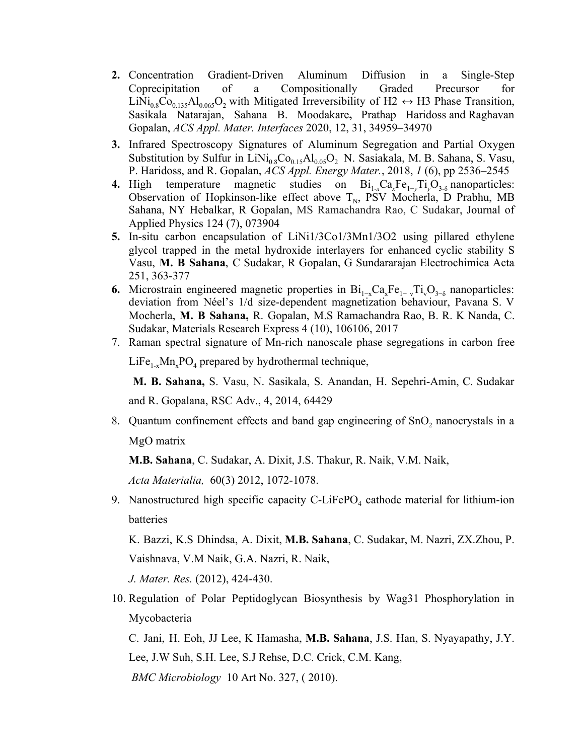2. **2.** Concentration Gradient-Driven Aluminum Diffusion in a Single-Step Coprecipitation of a Compositionally Graded Precursor for $LiNi_{0.8}Co_{0.135}Al_{0.065}O_2$ with Mitigated Irreversibility of H2 ↔ H3 Phase Transition, Sasikala Natarajan, Sahana B. Moodakare**,** Prathap Haridoss and Raghavan Gopalan, *ACS Appl. Mater. Interfaces* 2020, 12, 31, 34959–34970
3. **3.** Infrared Spectroscopy Signatures of Aluminum Segregation and Partial Oxygen Substitution by Sulfur in $LiNi_{0.8}Co_{0.15}Al_{0.05}O_2$ N. Sasiakala, M. B. Sahana, S. Vasu, P. Haridoss, and R. Gopalan, *ACS Appl. Energy Mater.*, 2018, *1* (6), pp 2536–2545
4. **4.** High temperature magnetic studies on $Bi_{1-x}Ca_xFe_{1-y}Ti_yO_{3-\delta}$ nanoparticles: Observation of Hopkinson-like effect above $T_N$, PSV Mocherla, D Prabhu, MB Sahana, NY Hebalkar, R Gopalan, MS Ramachandra Rao, C Sudakar, Journal of Applied Physics 124 (7), 073904
5. **5.** In-situ carbon encapsulation of LiNi1/3Co1/3Mn1/3O2 using pillared ethylene glycol trapped in the metal hydroxide interlayers for enhanced cyclic stability S Vasu, **M. B Sahana**, C Sudakar, R Gopalan, G Sundararajan Electrochimica Acta 251, 363-377
6. **6.** Microstrain engineered magnetic properties in $Bi_{1-x}Ca_xFe_{1-y}Ti_yO_{3-\delta}$ nanoparticles: deviation from Néel's 1/d size-dependent magnetization behaviour, Pavana S. V Mocherla, **M. B Sahana,** R. Gopalan, M.S Ramachandra Rao, B. R. K Nanda, C. Sudakar, Materials Research Express 4 (10), 106106, 2017
7. Raman spectral signature of Mn-rich nanoscale phase segregations in carbon free $LiFe_{1-x}Mn_xPO_4$ prepared by hydrothermal technique,

   **M. B. Sahana,** S. Vasu, N. Sasikala, S. Anandan, H. Sepehri-Amin, C. Sudakar and R. Gopalana, RSC Adv., 4, 2014, 64429

8. Quantum confinement effects and band gap engineering of $SnO_2$ nanocrystals in a MgO matrix

   **M.B. Sahana**, C. Sudakar, A. Dixit, J.S. Thakur, R. Naik, V.M. Naik,

   *Acta Materialia,* 60(3) 2012, 1072-1078.

9. Nanostructured high specific capacity C-$LiFePO_4$ cathode material for lithium-ion batteries

   K. Bazzi, K.S Dhindsa, A. Dixit, **M.B. Sahana**, C. Sudakar, M. Nazri, ZX.Zhou, P. Vaishnava, V.M Naik, G.A. Nazri, R. Naik,

   *J. Mater. Res.* (2012), 424-430.

10. Regulation of Polar Peptidoglycan Biosynthesis by Wag31 Phosphorylation in Mycobacteria

    C. Jani, H. Eoh, JJ Lee, K Hamasha, **M.B. Sahana**, J.S. Han, S. Nyayapathy, J.Y. Lee, J.W Suh, S.H. Lee, S.J Rehse, D.C. Crick, C.M. Kang,

    *BMC Microbiology* 10 Art No. 327, ( 2010).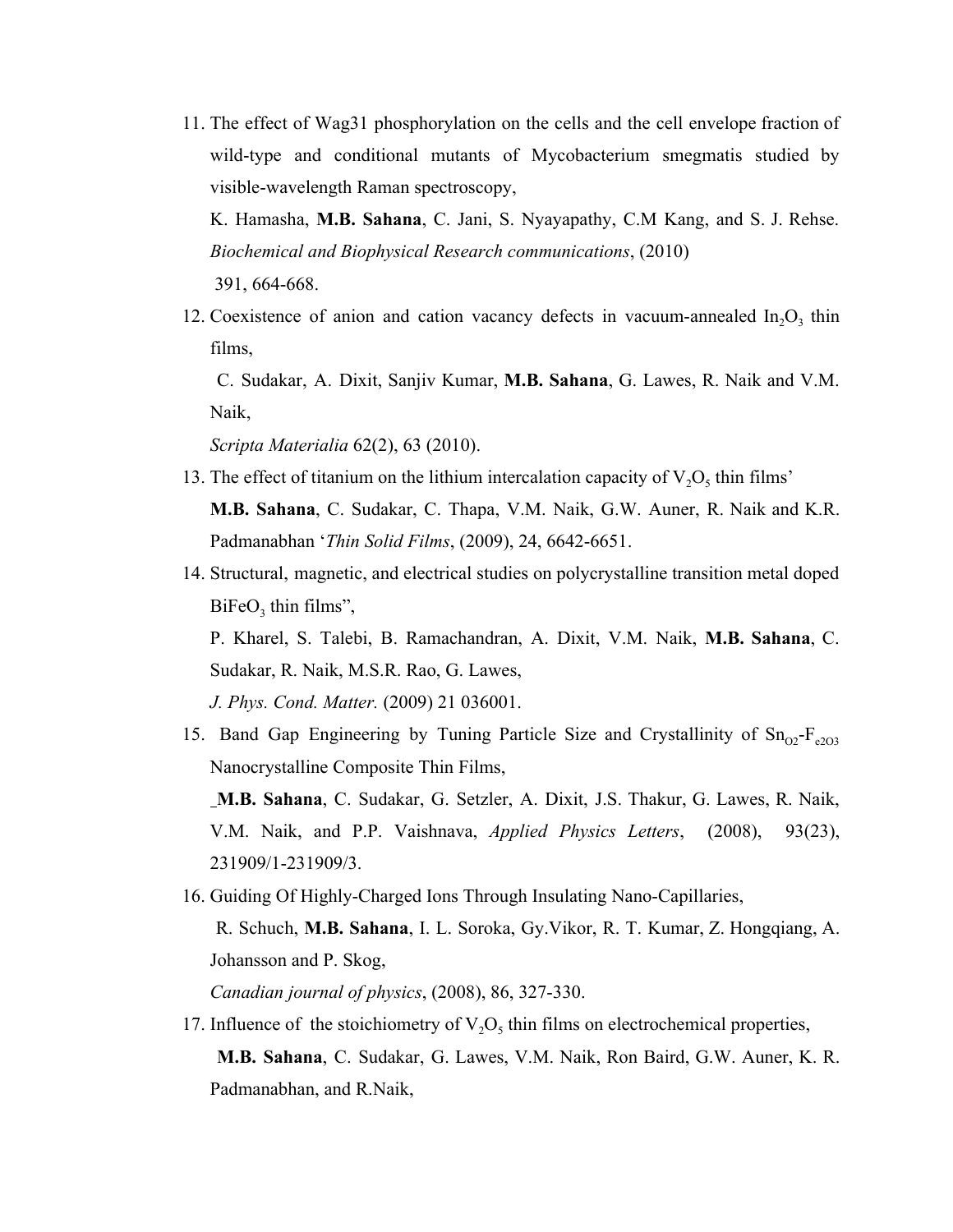11. The effect of Wag31 phosphorylation on the cells and the cell envelope fraction of wild-type and conditional mutants of Mycobacterium smegmatis studied by visible-wavelength Raman spectroscopy,

    K. Hamasha, **M.B. Sahana**, C. Jani, S. Nyayapathy, C.M Kang, and S. J. Rehse. *Biochemical and Biophysical Research communications*, (2010) 391, 664-668.

12. Coexistence of anion and cation vacancy defects in vacuum-annealed $In_2O_3$ thin films,

    C. Sudakar, A. Dixit, Sanjiv Kumar, **M.B. Sahana**, G. Lawes, R. Naik and V.M. Naik,

    *Scripta Materialia* 62(2), 63 (2010).

13. The effect of titanium on the lithium intercalation capacity of $V_2O_5$ thin films'

    **M.B. Sahana**, C. Sudakar, C. Thapa, V.M. Naik, G.W. Auner, R. Naik and K.R. Padmanabhan '*Thin Solid Films*, (2009), 24, 6642-6651.

14. Structural, magnetic, and electrical studies on polycrystalline transition metal doped $BiFeO_3$ thin films",

    P. Kharel, S. Talebi, B. Ramachandran, A. Dixit, V.M. Naik, **M.B. Sahana**, C. Sudakar, R. Naik, M.S.R. Rao, G. Lawes,

    *J. Phys. Cond. Matter.* (2009) 21 036001.

15. Band Gap Engineering by Tuning Particle Size and Crystallinity of $Sn_{O2}$-$F_{e2O3}$ Nanocrystalline Composite Thin Films,

    _**M.B. Sahana**, C. Sudakar, G. Setzler, A. Dixit, J.S. Thakur, G. Lawes, R. Naik, V.M. Naik, and P.P. Vaishnava, *Applied Physics Letters*, (2008), 93(23), 231909/1-231909/3.

16. Guiding Of Highly-Charged Ions Through Insulating Nano-Capillaries,

    R. Schuch, **M.B. Sahana**, I. L. Soroka, Gy.Vikor, R. T. Kumar, Z. Hongqiang, A. Johansson and P. Skog,

    *Canadian journal of physics*, (2008), 86, 327-330.

17. Influence of the stoichiometry of $V_2O_5$ thin films on electrochemical properties,

    **M.B. Sahana**, C. Sudakar, G. Lawes, V.M. Naik, Ron Baird, G.W. Auner, K. R. Padmanabhan, and R.Naik,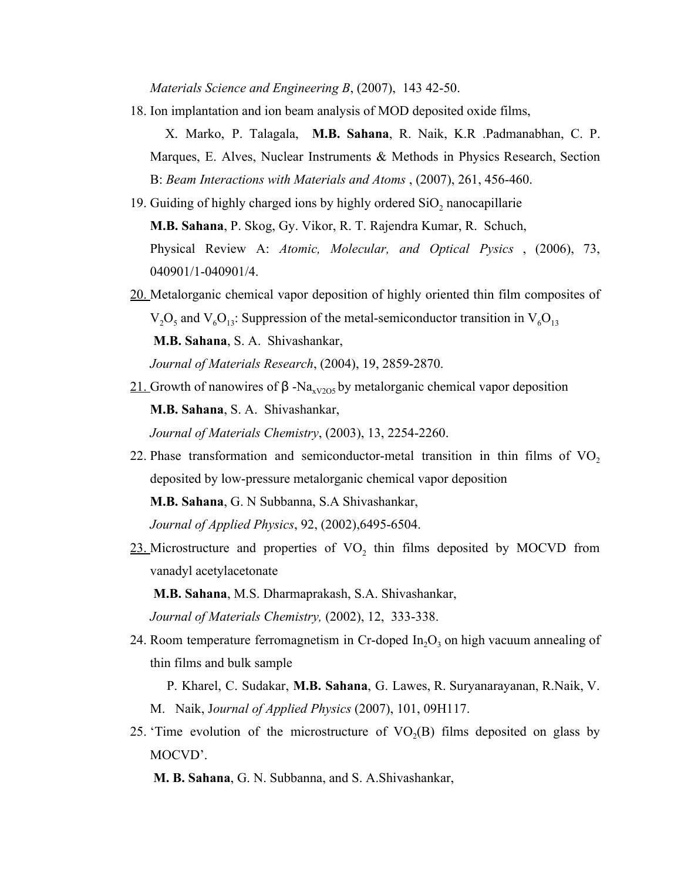*Materials Science and Engineering B*, (2007), 143 42-50.

18. Ion implantation and ion beam analysis of MOD deposited oxide films,

    X. Marko, P. Talagala, **M.B. Sahana**, R. Naik, K.R .Padmanabhan, C. P. Marques, E. Alves, Nuclear Instruments & Methods in Physics Research, Section B: *Beam Interactions with Materials and Atoms* , (2007), 261, 456-460.

19. Guiding of highly charged ions by highly ordered $SiO_2$ nanocapillarie

    **M.B. Sahana**, P. Skog, Gy. Vikor, R. T. Rajendra Kumar, R. Schuch,

    Physical Review A: *Atomic, Molecular, and Optical Pysics* , (2006), 73, 040901/1-040901/4.

20. Metalorganic chemical vapor deposition of highly oriented thin film composites of $V_2O_5$ and $V_6O_{13}$: Suppression of the metal-semiconductor transition in $V_6O_{13}$

    **M.B. Sahana**, S. A. Shivashankar,

    *Journal of Materials Research*, (2004), 19, 2859-2870.

21. Growth of nanowires of β -$Na_{xV2O5}$ by metalorganic chemical vapor deposition

    **M.B. Sahana**, S. A. Shivashankar,

    *Journal of Materials Chemistry*, (2003), 13, 2254-2260.

22. Phase transformation and semiconductor-metal transition in thin films of $VO_2$ deposited by low-pressure metalorganic chemical vapor deposition

    **M.B. Sahana**, G. N Subbanna, S.A Shivashankar,

    *Journal of Applied Physics*, 92, (2002),6495-6504.

23. Microstructure and properties of $VO_2$ thin films deposited by MOCVD from vanadyl acetylacetonate

    **M.B. Sahana**, M.S. Dharmaprakash, S.A. Shivashankar,

    *Journal of Materials Chemistry,* (2002), 12, 333-338.

24. Room temperature ferromagnetism in Cr-doped $In_2O_3$ on high vacuum annealing of thin films and bulk sample

    P. Kharel, C. Sudakar, **M.B. Sahana**, G. Lawes, R. Suryanarayanan, R.Naik, V. M. Naik, J*ournal of Applied Physics* (2007), 101, 09H117.

25. 'Time evolution of the microstructure of $VO_2$(B) films deposited on glass by MOCVD'.

    **M. B. Sahana**, G. N. Subbanna, and S. A.Shivashankar,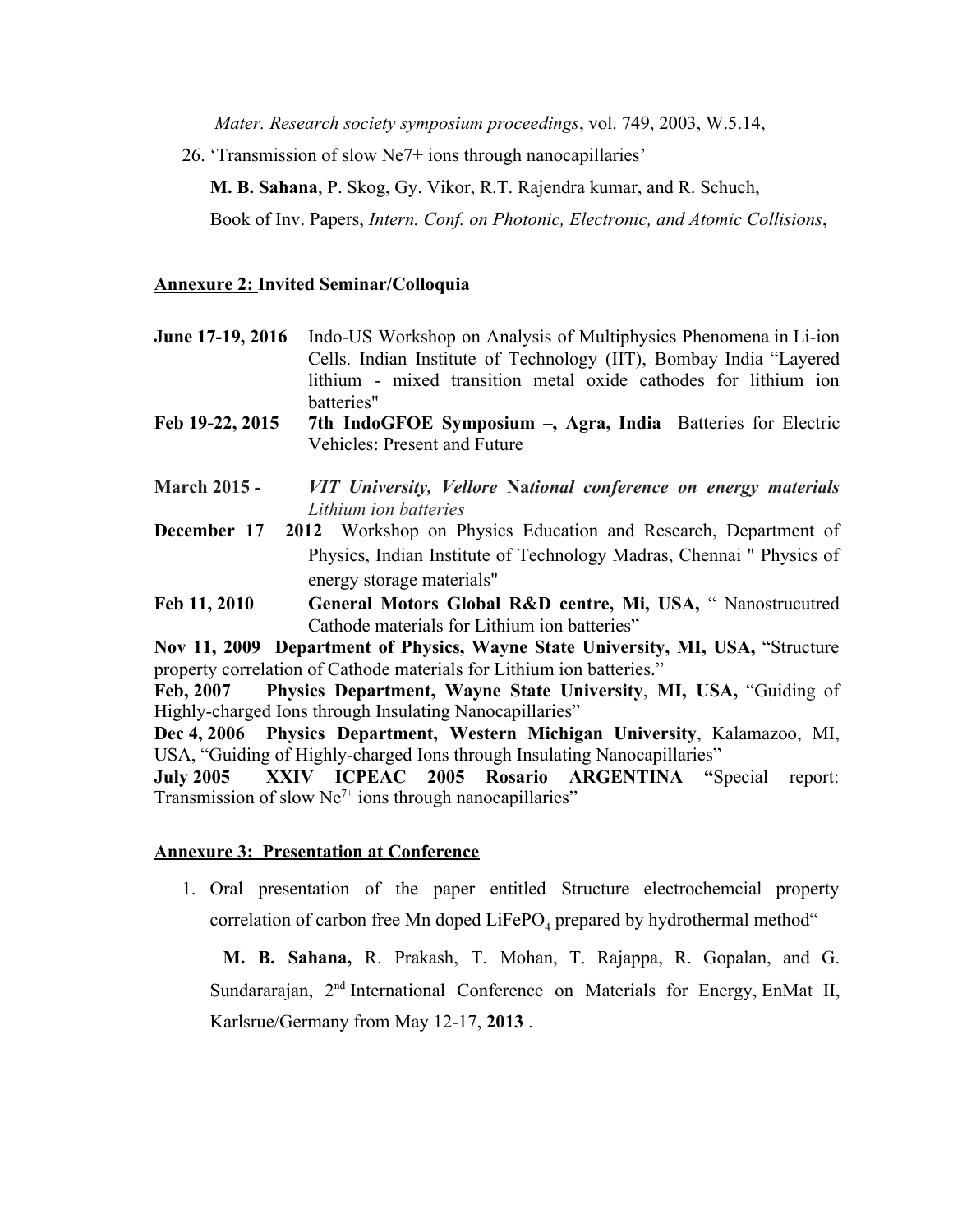*Mater. Research society symposium proceedings*, vol. 749, 2003, W.5.14,

26. 'Transmission of slow Ne7+ ions through nanocapillaries'

    **M. B. Sahana**, P. Skog, Gy. Vikor, R.T. Rajendra kumar, and R. Schuch,

    Book of Inv. Papers, *Intern. Conf. on Photonic, Electronic, and Atomic Collisions*,

**<u>Annexure 2:</u> Invited Seminar/Colloquia**

**June 17-19, 2016** Indo-US Workshop on Analysis of Multiphysics Phenomena in Li-ion Cells. Indian Institute of Technology (IIT), Bombay India "Layered lithium - mixed transition metal oxide cathodes for lithium ion batteries"

**Feb 19-22, 2015** **7th IndoGFOE Symposium –, Agra, India** Batteries for Electric Vehicles: Present and Future

**March 2015 -** ***VIT University, Vellore* N*ational conference on energy materials*** *Lithium ion batteries*

**December 17 2012** Workshop on Physics Education and Research, Department of Physics, Indian Institute of Technology Madras, Chennai " Physics of energy storage materials"

**Feb 11, 2010** **General Motors Global R&D centre, Mi, USA,** " Nanostrucutred Cathode materials for Lithium ion batteries"

**Nov 11, 2009** **Department of Physics, Wayne State University, MI, USA,** "Structure property correlation of Cathode materials for Lithium ion batteries."

**Feb, 2007** **Physics Department, Wayne State University**, **MI, USA,** "Guiding of Highly-charged Ions through Insulating Nanocapillaries"

**Dec 4, 2006** **Physics Department, Western Michigan University**, Kalamazoo, MI, USA, "Guiding of Highly-charged Ions through Insulating Nanocapillaries"

**July 2005** **XXIV ICPEAC 2005 Rosario ARGENTINA "**Special report: Transmission of slow $Ne^{7+}$ ions through nanocapillaries"

**<u>Annexure 3: Presentation at Conference</u>**

1. Oral presentation of the paper entitled Structure electrochemcial property correlation of carbon free Mn doped $LiFePO_4$ prepared by hydrothermal method"

   **M. B. Sahana,** R. Prakash, T. Mohan, T. Rajappa, R. Gopalan, and G. Sundararajan, 2nd International Conference on Materials for Energy, EnMat II, Karlsrue/Germany from May 12-17, **2013** .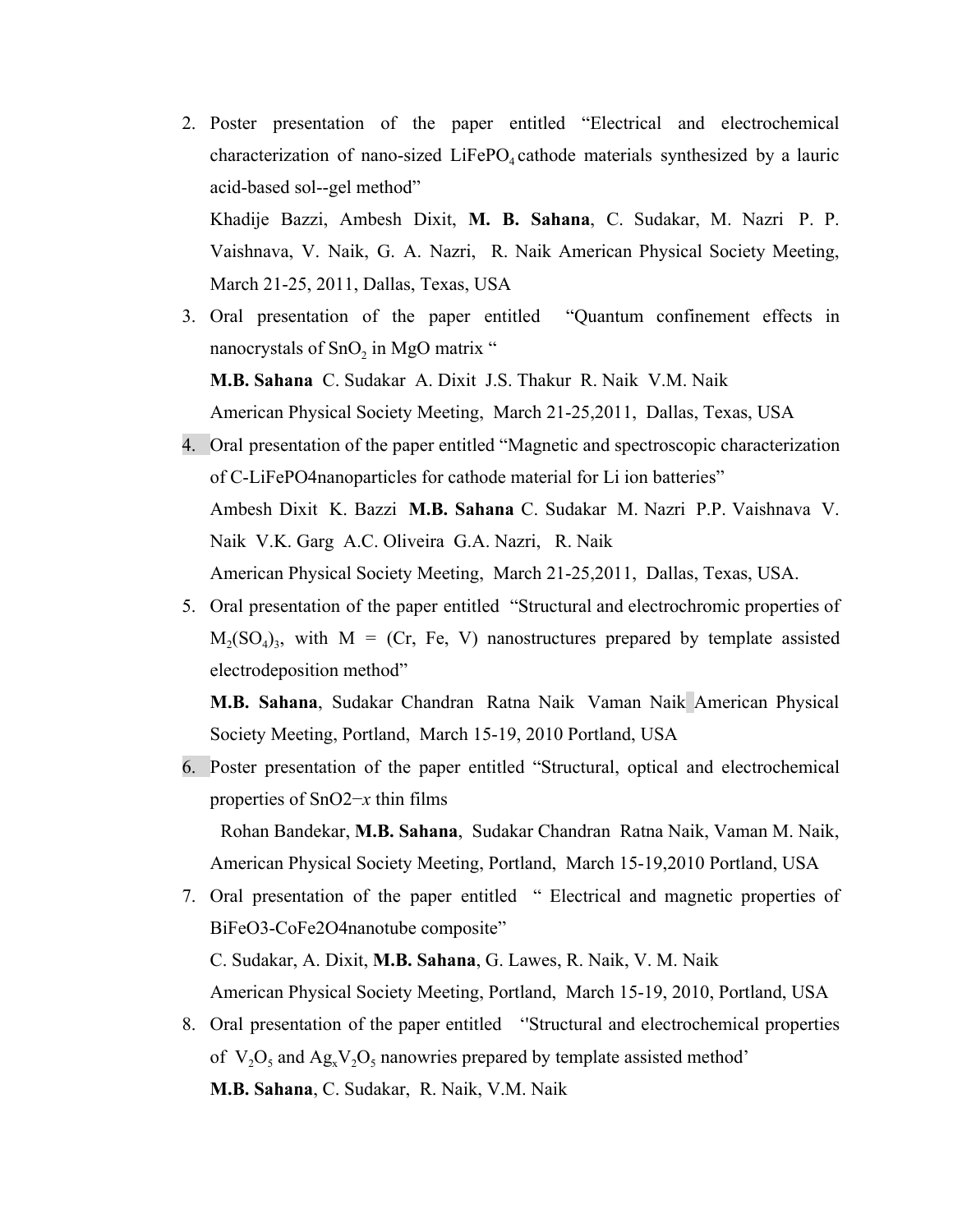2. Poster presentation of the paper entitled "Electrical and electrochemical characterization of nano-sized $LiFePO_4$ cathode materials synthesized by a lauric acid-based sol--gel method"

   Khadije Bazzi, Ambesh Dixit, **M. B. Sahana**, C. Sudakar, M. Nazri P. P. Vaishnava, V. Naik, G. A. Nazri, R. Naik American Physical Society Meeting, March 21-25, 2011, Dallas, Texas, USA

3. Oral presentation of the paper entitled "Quantum confinement effects in nanocrystals of $SnO_2$ in MgO matrix "

   **M.B. Sahana** C. Sudakar A. Dixit J.S. Thakur R. Naik V.M. Naik

   American Physical Society Meeting, March 21-25,2011, Dallas, Texas, USA

4. Oral presentation of the paper entitled "Magnetic and spectroscopic characterization of C-LiFePO4nanoparticles for cathode material for Li ion batteries"

   Ambesh Dixit K. Bazzi **M.B. Sahana** C. Sudakar M. Nazri P.P. Vaishnava V. Naik V.K. Garg A.C. Oliveira G.A. Nazri, R. Naik

   American Physical Society Meeting, March 21-25,2011, Dallas, Texas, USA.

5. Oral presentation of the paper entitled "Structural and electrochromic properties of $M_2(SO_4)_3$, with M = (Cr, Fe, V) nanostructures prepared by template assisted electrodeposition method"

   **M.B. Sahana**, Sudakar Chandran Ratna Naik Vaman Naik American Physical Society Meeting, Portland, March 15-19, 2010 Portland, USA

6. Poster presentation of the paper entitled "Structural, optical and electrochemical properties of SnO2−*x* thin films

   Rohan Bandekar, **M.B. Sahana**, Sudakar Chandran Ratna Naik, Vaman M. Naik, American Physical Society Meeting, Portland, March 15-19,2010 Portland, USA

7. Oral presentation of the paper entitled " Electrical and magnetic properties of BiFeO3-CoFe2O4nanotube composite"

   C. Sudakar, A. Dixit, **M.B. Sahana**, G. Lawes, R. Naik, V. M. Naik

   American Physical Society Meeting, Portland, March 15-19, 2010, Portland, USA

8. Oral presentation of the paper entitled ''Structural and electrochemical properties of $V_2O_5$ and $Ag_xV_2O_5$ nanowries prepared by template assisted method'

   **M.B. Sahana**, C. Sudakar, R. Naik, V.M. Naik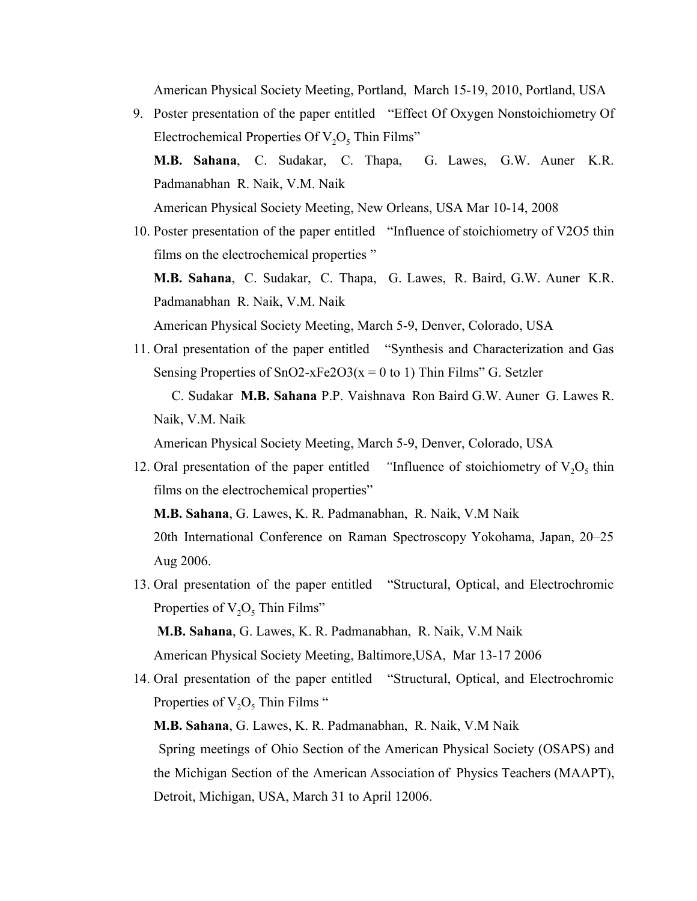American Physical Society Meeting, Portland, March 15-19, 2010, Portland, USA

9. Poster presentation of the paper entitled "Effect Of Oxygen Nonstoichiometry Of Electrochemical Properties Of $V_2O_5$ Thin Films"

   **M.B. Sahana**, C. Sudakar, C. Thapa, G. Lawes, G.W. Auner K.R. Padmanabhan R. Naik, V.M. Naik

   American Physical Society Meeting, New Orleans, USA Mar 10-14, 2008

10. Poster presentation of the paper entitled "Influence of stoichiometry of V2O5 thin films on the electrochemical properties "

    **M.B. Sahana**, C. Sudakar, C. Thapa, G. Lawes, R. Baird, G.W. Auner K.R. Padmanabhan R. Naik, V.M. Naik

    American Physical Society Meeting, March 5-9, Denver, Colorado, USA

11. Oral presentation of the paper entitled "Synthesis and Characterization and Gas Sensing Properties of SnO2-xFe2O3(x = 0 to 1) Thin Films" G. Setzler C. Sudakar **M.B. Sahana** P.P. Vaishnava Ron Baird G.W. Auner G. Lawes R. Naik, V.M. Naik

    American Physical Society Meeting, March 5-9, Denver, Colorado, USA

12. Oral presentation of the paper entitled *"*Influence of stoichiometry of $V_2O_5$ thin films on the electrochemical properties"

    **M.B. Sahana**, G. Lawes, K. R. Padmanabhan, R. Naik, V.M Naik

    20th International Conference on Raman Spectroscopy Yokohama, Japan, 20–25 Aug 2006.

13. Oral presentation of the paper entitled "Structural, Optical, and Electrochromic Properties of $V_2O_5$ Thin Films"

    **M.B. Sahana**, G. Lawes, K. R. Padmanabhan, R. Naik, V.M Naik

    American Physical Society Meeting, Baltimore,USA, Mar 13-17 2006

14. Oral presentation of the paper entitled "Structural, Optical, and Electrochromic Properties of $V_2O_5$ Thin Films "

    **M.B. Sahana**, G. Lawes, K. R. Padmanabhan, R. Naik, V.M Naik

    Spring meetings of Ohio Section of the American Physical Society (OSAPS) and the Michigan Section of the American Association of Physics Teachers (MAAPT), Detroit, Michigan, USA, March 31 to April 12006.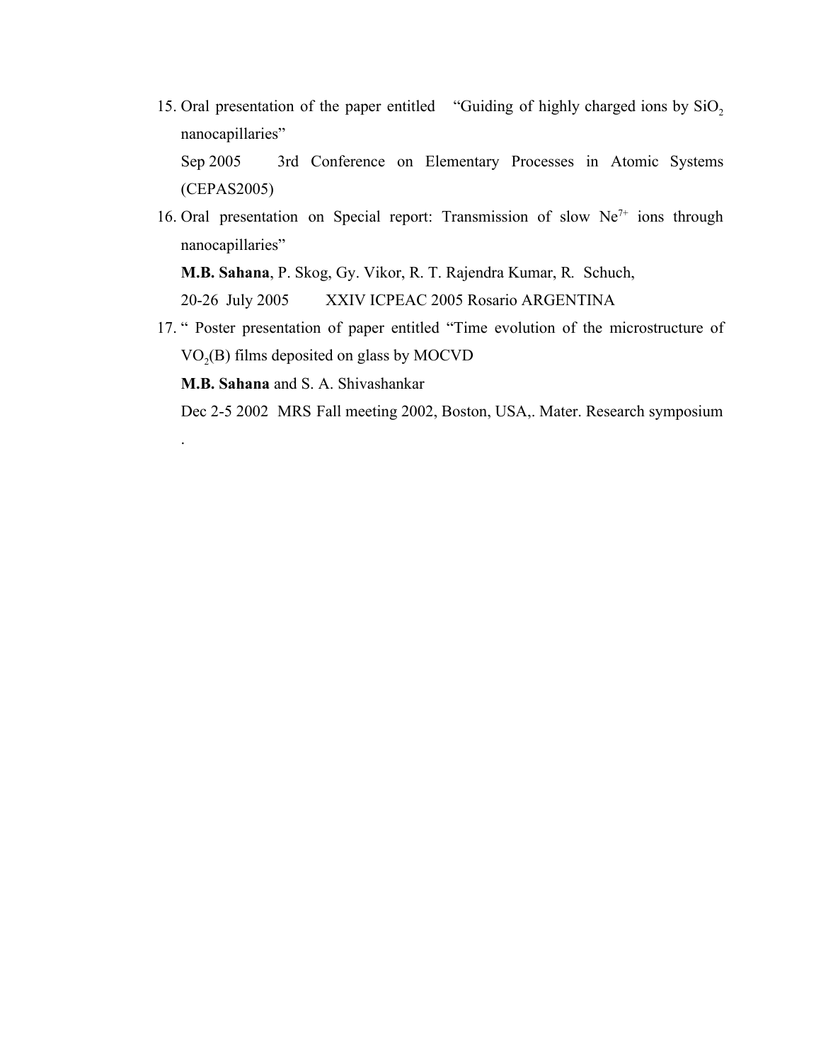15. Oral presentation of the paper entitled "Guiding of highly charged ions by $SiO_2$ nanocapillaries"

    Sep 2005 3rd Conference on Elementary Processes in Atomic Systems (CEPAS2005)

16. Oral presentation on Special report: Transmission of slow $Ne^{7+}$ ions through nanocapillaries"

    **M.B. Sahana**, P. Skog, Gy. Vikor, R. T. Rajendra Kumar, R. Schuch,

    20-26 July 2005 XXIV ICPEAC 2005 Rosario ARGENTINA

17. " Poster presentation of paper entitled "Time evolution of the microstructure of $VO_2$(B) films deposited on glass by MOCVD

    **M.B. Sahana** and S. A. Shivashankar

    Dec 2-5 2002 MRS Fall meeting 2002, Boston, USA,. Mater. Research symposium

    .